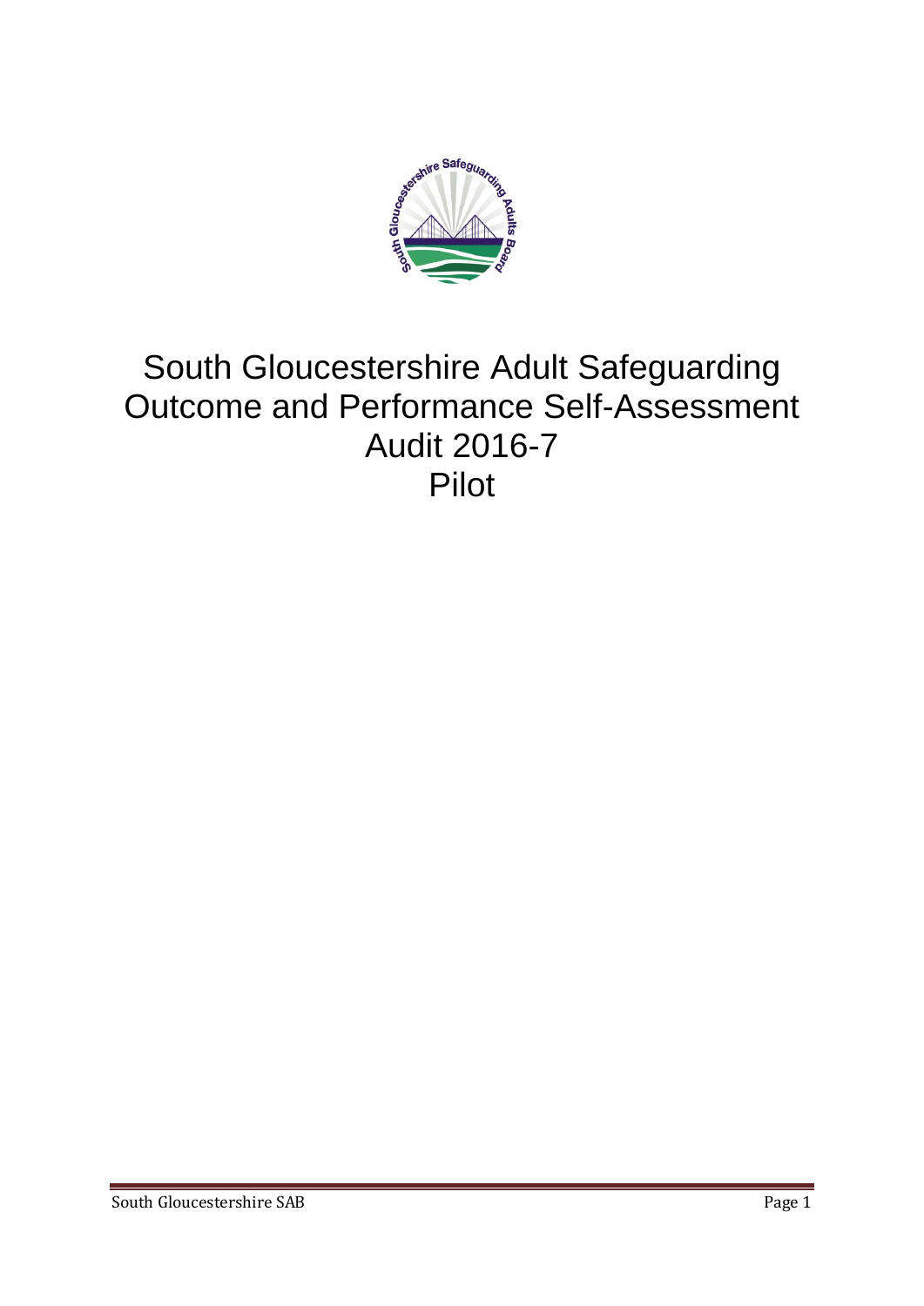# South Gloucestershire Adult Safeguarding Outcome and Performance Self-Assessment Audit 2016-7 Pilot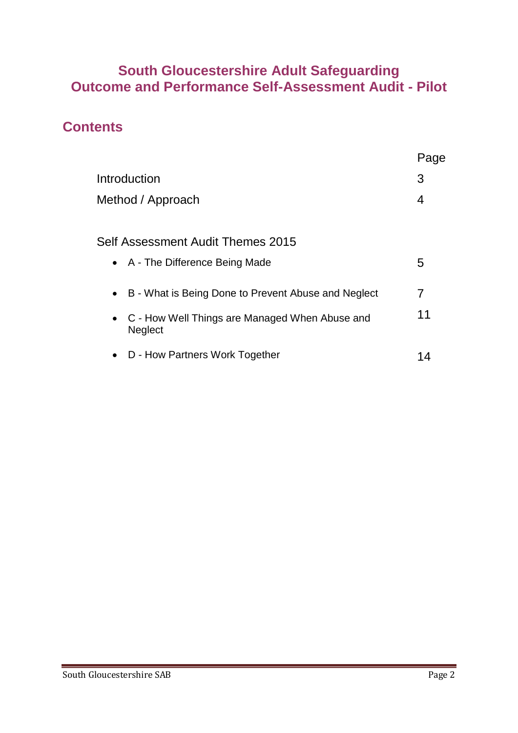# South Gloucestershire Adult Safeguarding
# Outcome and Performance Self-Assessment Audit - Pilot

## Contents

| | Page |
|---|---|
| Introduction | 3 |
| Method / Approach | 4 |
| | |
| Self Assessment Audit Themes 2015 | |
| • A - The Difference Being Made | 5 |
| • B - What is Being Done to Prevent Abuse and Neglect | 7 |
| • C - How Well Things are Managed When Abuse and Neglect | 11 |
| • D - How Partners Work Together | 14 |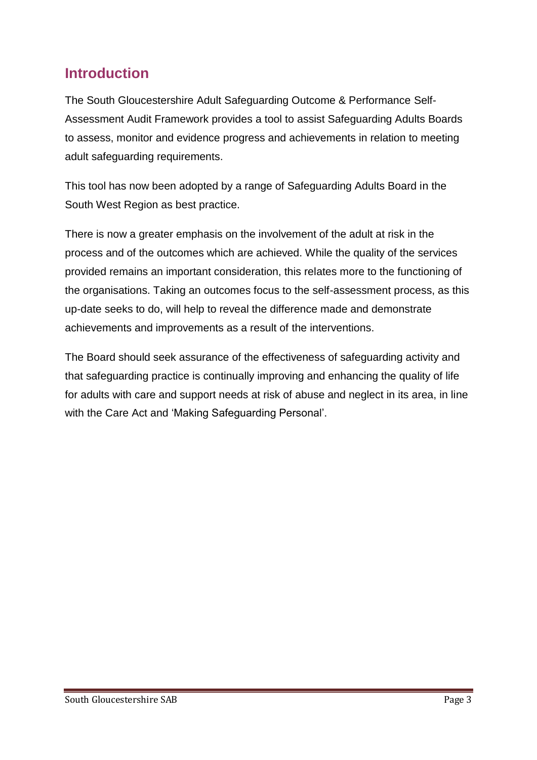## Introduction

The South Gloucestershire Adult Safeguarding Outcome & Performance Self-Assessment Audit Framework provides a tool to assist Safeguarding Adults Boards to assess, monitor and evidence progress and achievements in relation to meeting adult safeguarding requirements.

This tool has now been adopted by a range of Safeguarding Adults Board in the South West Region as best practice.

There is now a greater emphasis on the involvement of the adult at risk in the process and of the outcomes which are achieved. While the quality of the services provided remains an important consideration, this relates more to the functioning of the organisations. Taking an outcomes focus to the self-assessment process, as this up-date seeks to do, will help to reveal the difference made and demonstrate achievements and improvements as a result of the interventions.

The Board should seek assurance of the effectiveness of safeguarding activity and that safeguarding practice is continually improving and enhancing the quality of life for adults with care and support needs at risk of abuse and neglect in its area, in line with the Care Act and 'Making Safeguarding Personal'.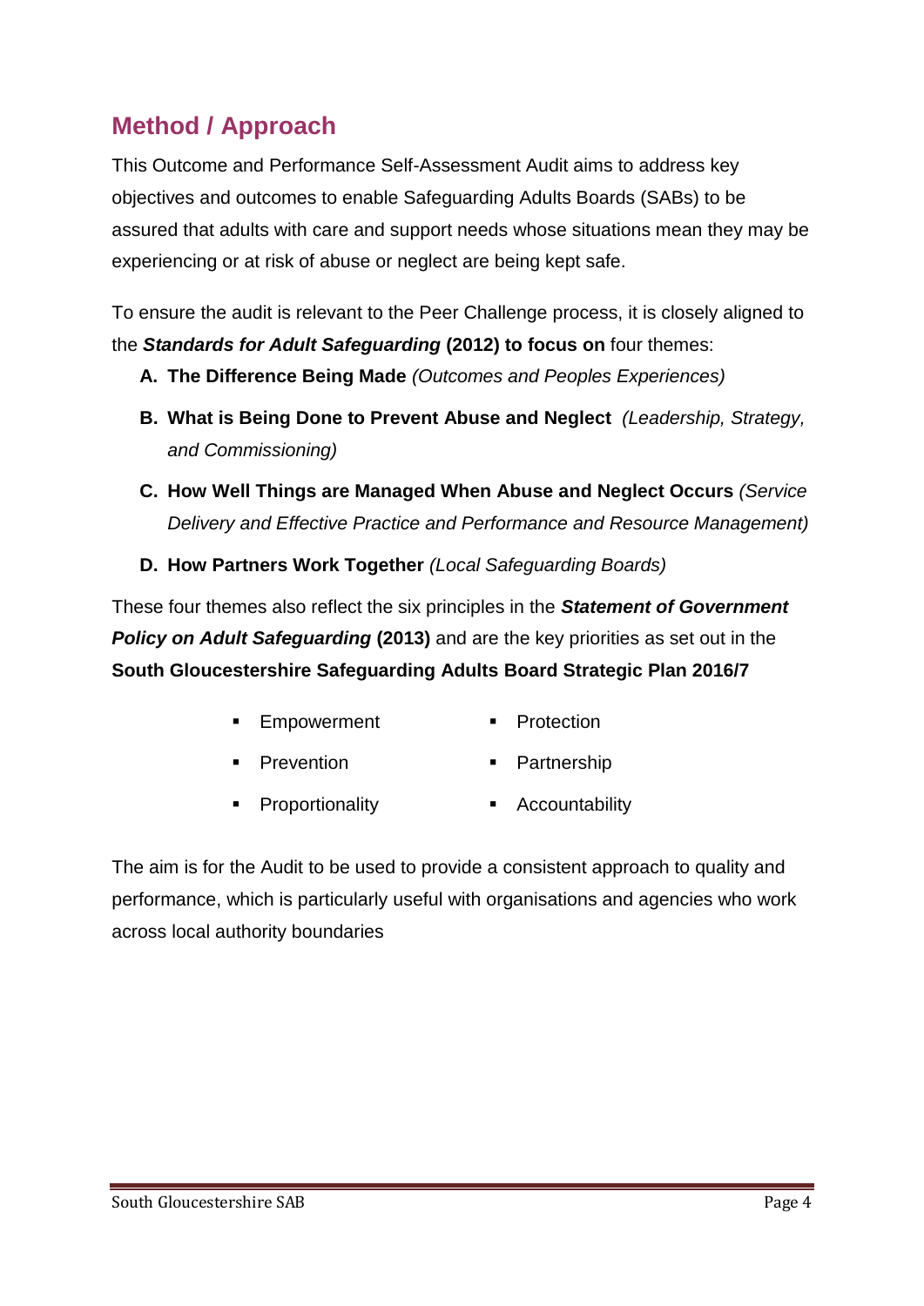## Method / Approach

This Outcome and Performance Self-Assessment Audit aims to address key objectives and outcomes to enable Safeguarding Adults Boards (SABs) to be assured that adults with care and support needs whose situations mean they may be experiencing or at risk of abuse or neglect are being kept safe.

To ensure the audit is relevant to the Peer Challenge process, it is closely aligned to the ***Standards for Adult Safeguarding*** **(2012) to focus on** four themes:

A. **The Difference Being Made** *(Outcomes and Peoples Experiences)*
B. **What is Being Done to Prevent Abuse and Neglect** *(Leadership, Strategy, and Commissioning)*
C. **How Well Things are Managed When Abuse and Neglect Occurs** *(Service Delivery and Effective Practice and Performance and Resource Management)*
D. **How Partners Work Together** *(Local Safeguarding Boards)*

These four themes also reflect the six principles in the ***Statement of Government Policy on Adult Safeguarding*** **(2013)** and are the key priorities as set out in the **South Gloucestershire Safeguarding Adults Board Strategic Plan 2016/7**

- Empowerment
- Prevention
- Proportionality
- Protection
- Partnership
- Accountability

The aim is for the Audit to be used to provide a consistent approach to quality and performance, which is particularly useful with organisations and agencies who work across local authority boundaries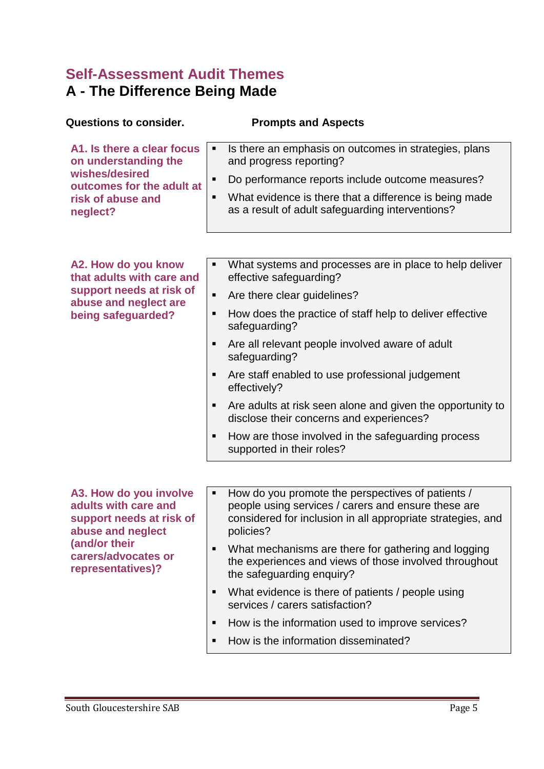# Self-Assessment Audit Themes

## A - The Difference Being Made

| Questions to consider. | Prompts and Aspects |
| --- | --- |
| **A1. Is there a clear focus on understanding the wishes/desired outcomes for the adult at risk of abuse and neglect?** | ▪ Is there an emphasis on outcomes in strategies, plans and progress reporting?<br>▪ Do performance reports include outcome measures?<br>▪ What evidence is there that a difference is being made as a result of adult safeguarding interventions? |
| **A2. How do you know that adults with care and support needs at risk of abuse and neglect are being safeguarded?** | ▪ What systems and processes are in place to help deliver effective safeguarding?<br>▪ Are there clear guidelines?<br>▪ How does the practice of staff help to deliver effective safeguarding?<br>▪ Are all relevant people involved aware of adult safeguarding?<br>▪ Are staff enabled to use professional judgement effectively?<br>▪ Are adults at risk seen alone and given the opportunity to disclose their concerns and experiences?<br>▪ How are those involved in the safeguarding process supported in their roles? |
| **A3. How do you involve adults with care and support needs at risk of abuse and neglect (and/or their carers/advocates or representatives)?** | ▪ How do you promote the perspectives of patients / people using services / carers and ensure these are considered for inclusion in all appropriate strategies, and policies?<br>▪ What mechanisms are there for gathering and logging the experiences and views of those involved throughout the safeguarding enquiry?<br>▪ What evidence is there of patients / people using services / carers satisfaction?<br>▪ How is the information used to improve services?<br>▪ How is the information disseminated? |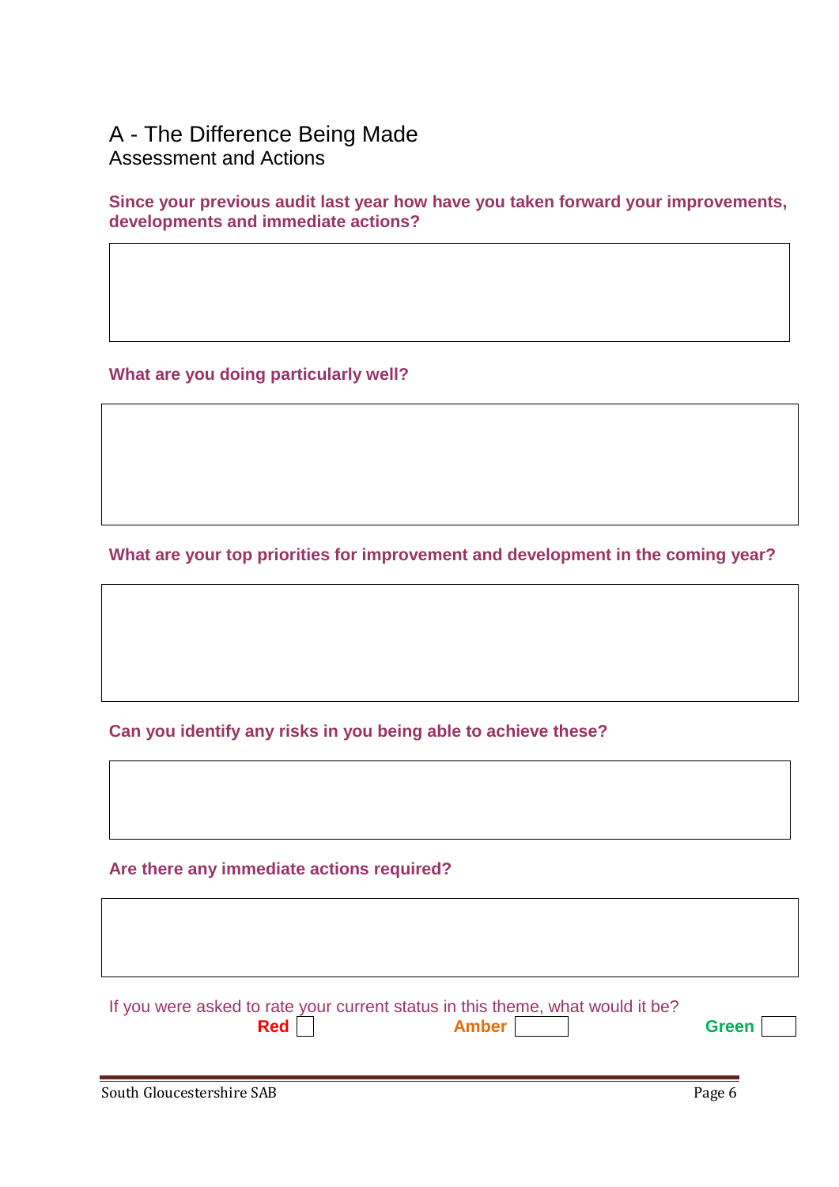# A - The Difference Being Made

Assessment and Actions

**Since your previous audit last year how have you taken forward your improvements, developments and immediate actions?**

**What are you doing particularly well?**

**What are your top priorities for improvement and development in the coming year?**

**Can you identify any risks in you being able to achieve these?**

**Are there any immediate actions required?**

If you were asked to rate your current status in this theme, what would it be?

**Red** ☐ **Amber** ☐ **Green** ☐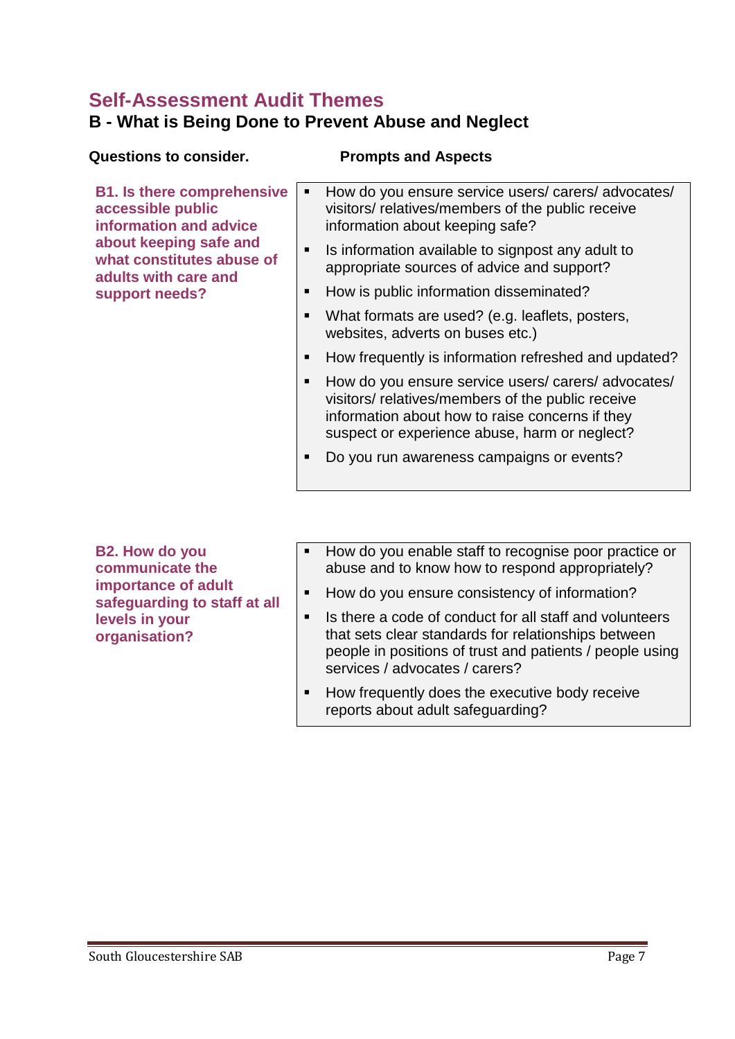## Self-Assessment Audit Themes

### B - What is Being Done to Prevent Abuse and Neglect

| Questions to consider. | Prompts and Aspects |
|---|---|
| **B1. Is there comprehensive accessible public information and advice about keeping safe and what constitutes abuse of adults with care and support needs?** | ▪ How do you ensure service users/ carers/ advocates/ visitors/ relatives/members of the public receive information about keeping safe?<br>▪ Is information available to signpost any adult to appropriate sources of advice and support?<br>▪ How is public information disseminated?<br>▪ What formats are used? (e.g. leaflets, posters, websites, adverts on buses etc.)<br>▪ How frequently is information refreshed and updated?<br>▪ How do you ensure service users/ carers/ advocates/ visitors/ relatives/members of the public receive information about how to raise concerns if they suspect or experience abuse, harm or neglect?<br>▪ Do you run awareness campaigns or events? |
| **B2. How do you communicate the importance of adult safeguarding to staff at all levels in your organisation?** | ▪ How do you enable staff to recognise poor practice or abuse and to know how to respond appropriately?<br>▪ How do you ensure consistency of information?<br>▪ Is there a code of conduct for all staff and volunteers that sets clear standards for relationships between people in positions of trust and patients / people using services / advocates / carers?<br>▪ How frequently does the executive body receive reports about adult safeguarding? |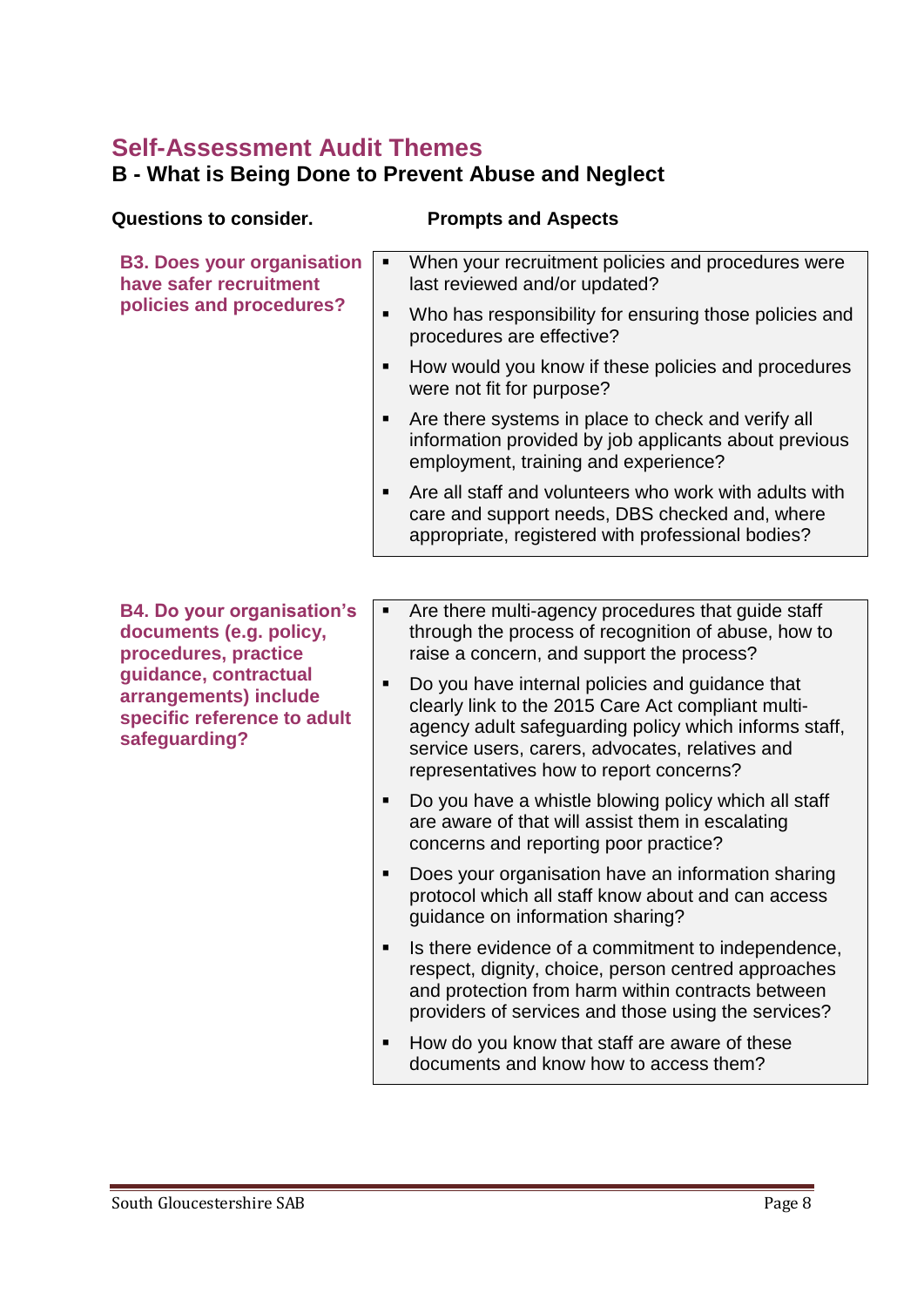## Self-Assessment Audit Themes

### B - What is Being Done to Prevent Abuse and Neglect

| Questions to consider. | Prompts and Aspects |
| --- | --- |
| **B3. Does your organisation have safer recruitment policies and procedures?** | ▪ When your recruitment policies and procedures were last reviewed and/or updated?<br>▪ Who has responsibility for ensuring those policies and procedures are effective?<br>▪ How would you know if these policies and procedures were not fit for purpose?<br>▪ Are there systems in place to check and verify all information provided by job applicants about previous employment, training and experience?<br>▪ Are all staff and volunteers who work with adults with care and support needs, DBS checked and, where appropriate, registered with professional bodies? |
| **B4. Do your organisation's documents (e.g. policy, procedures, practice guidance, contractual arrangements) include specific reference to adult safeguarding?** | ▪ Are there multi-agency procedures that guide staff through the process of recognition of abuse, how to raise a concern, and support the process?<br>▪ Do you have internal policies and guidance that clearly link to the 2015 Care Act compliant multi-agency adult safeguarding policy which informs staff, service users, carers, advocates, relatives and representatives how to report concerns?<br>▪ Do you have a whistle blowing policy which all staff are aware of that will assist them in escalating concerns and reporting poor practice?<br>▪ Does your organisation have an information sharing protocol which all staff know about and can access guidance on information sharing?<br>▪ Is there evidence of a commitment to independence, respect, dignity, choice, person centred approaches and protection from harm within contracts between providers of services and those using the services?<br>▪ How do you know that staff are aware of these documents and know how to access them? |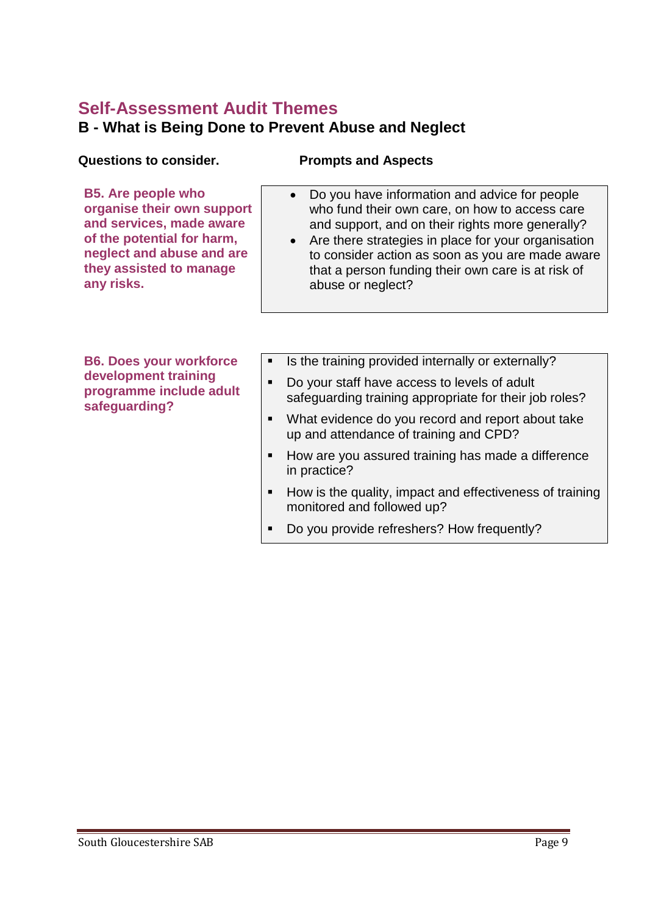## Self-Assessment Audit Themes

### B - What is Being Done to Prevent Abuse and Neglect

| Questions to consider. | Prompts and Aspects |
| --- | --- |
| **B5. Are people who organise their own support and services, made aware of the potential for harm, neglect and abuse and are they assisted to manage any risks.** | • Do you have information and advice for people who fund their own care, on how to access care and support, and on their rights more generally?<br>• Are there strategies in place for your organisation to consider action as soon as you are made aware that a person funding their own care is at risk of abuse or neglect? |
| **B6. Does your workforce development training programme include adult safeguarding?** | ▪ Is the training provided internally or externally?<br>▪ Do your staff have access to levels of adult safeguarding training appropriate for their job roles?<br>▪ What evidence do you record and report about take up and attendance of training and CPD?<br>▪ How are you assured training has made a difference in practice?<br>▪ How is the quality, impact and effectiveness of training monitored and followed up?<br>▪ Do you provide refreshers? How frequently? |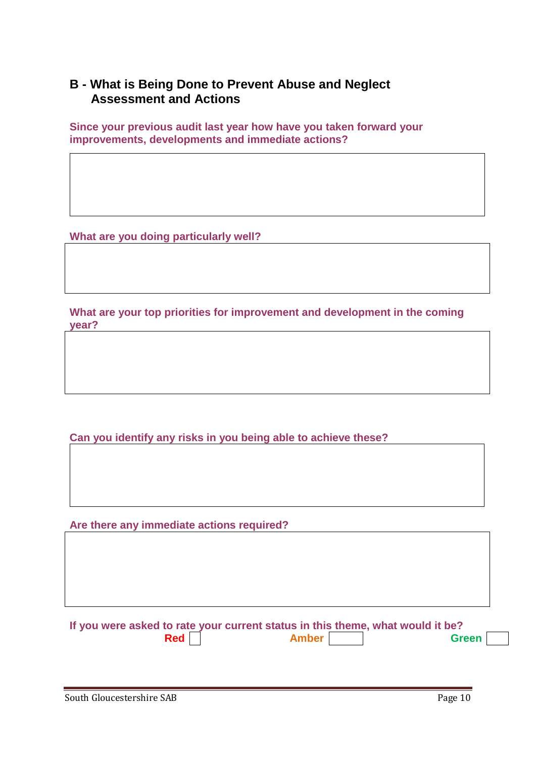## B - What is Being Done to Prevent Abuse and Neglect Assessment and Actions

**Since your previous audit last year how have you taken forward your improvements, developments and immediate actions?**

**What are you doing particularly well?**

**What are your top priorities for improvement and development in the coming year?**

**Can you identify any risks in you being able to achieve these?**

**Are there any immediate actions required?**

**If you were asked to rate your current status in this theme, what would it be?**

**Red** ☐ **Amber** ☐ **Green** ☐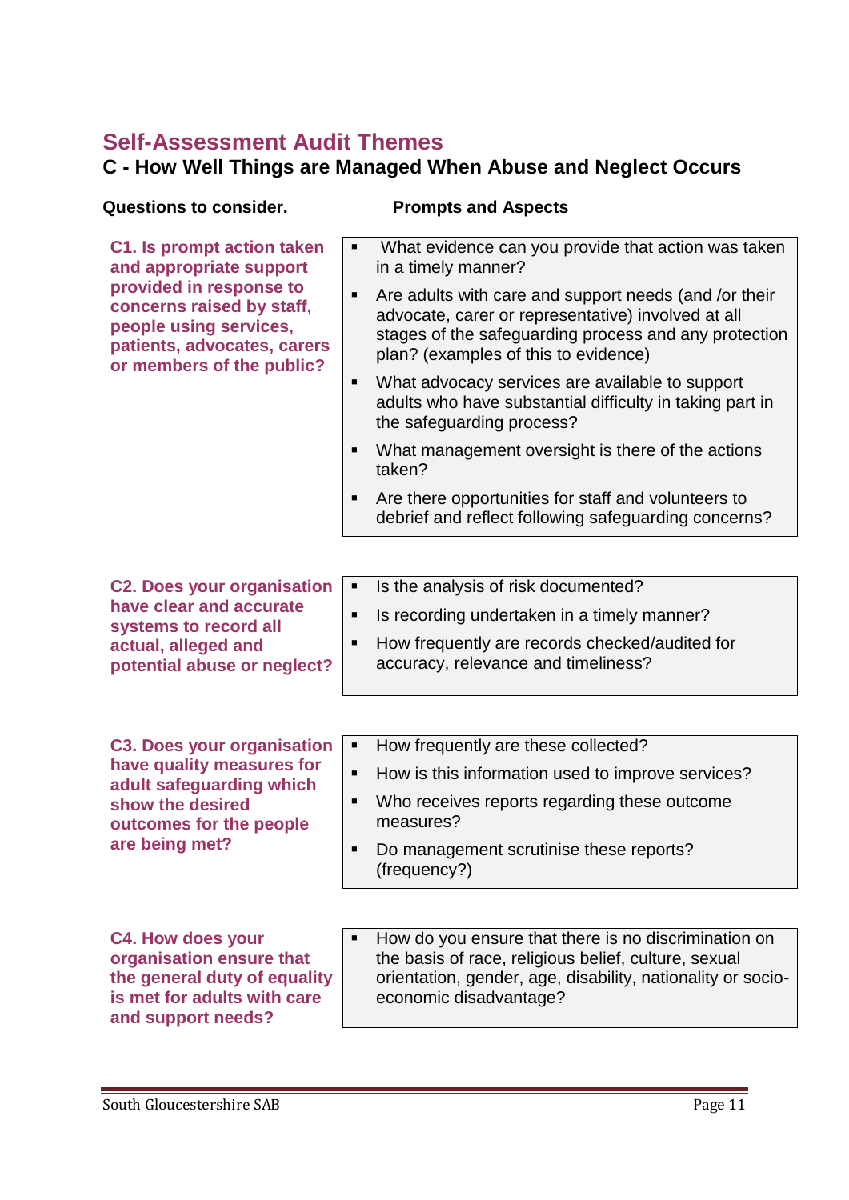## Self-Assessment Audit Themes

### C - How Well Things are Managed When Abuse and Neglect Occurs

| Questions to consider. | Prompts and Aspects |
| --- | --- |
| **C1. Is prompt action taken and appropriate support provided in response to concerns raised by staff, people using services, patients, advocates, carers or members of the public?** | ▪ What evidence can you provide that action was taken in a timely manner?<br>▪ Are adults with care and support needs (and /or their advocate, carer or representative) involved at all stages of the safeguarding process and any protection plan? (examples of this to evidence)<br>▪ What advocacy services are available to support adults who have substantial difficulty in taking part in the safeguarding process?<br>▪ What management oversight is there of the actions taken?<br>▪ Are there opportunities for staff and volunteers to debrief and reflect following safeguarding concerns? |
| **C2. Does your organisation have clear and accurate systems to record all actual, alleged and potential abuse or neglect?** | ▪ Is the analysis of risk documented?<br>▪ Is recording undertaken in a timely manner?<br>▪ How frequently are records checked/audited for accuracy, relevance and timeliness? |
| **C3. Does your organisation have quality measures for adult safeguarding which show the desired outcomes for the people are being met?** | ▪ How frequently are these collected?<br>▪ How is this information used to improve services?<br>▪ Who receives reports regarding these outcome measures?<br>▪ Do management scrutinise these reports? (frequency?) |
| **C4. How does your organisation ensure that the general duty of equality is met for adults with care and support needs?** | ▪ How do you ensure that there is no discrimination on the basis of race, religious belief, culture, sexual orientation, gender, age, disability, nationality or socio-economic disadvantage? |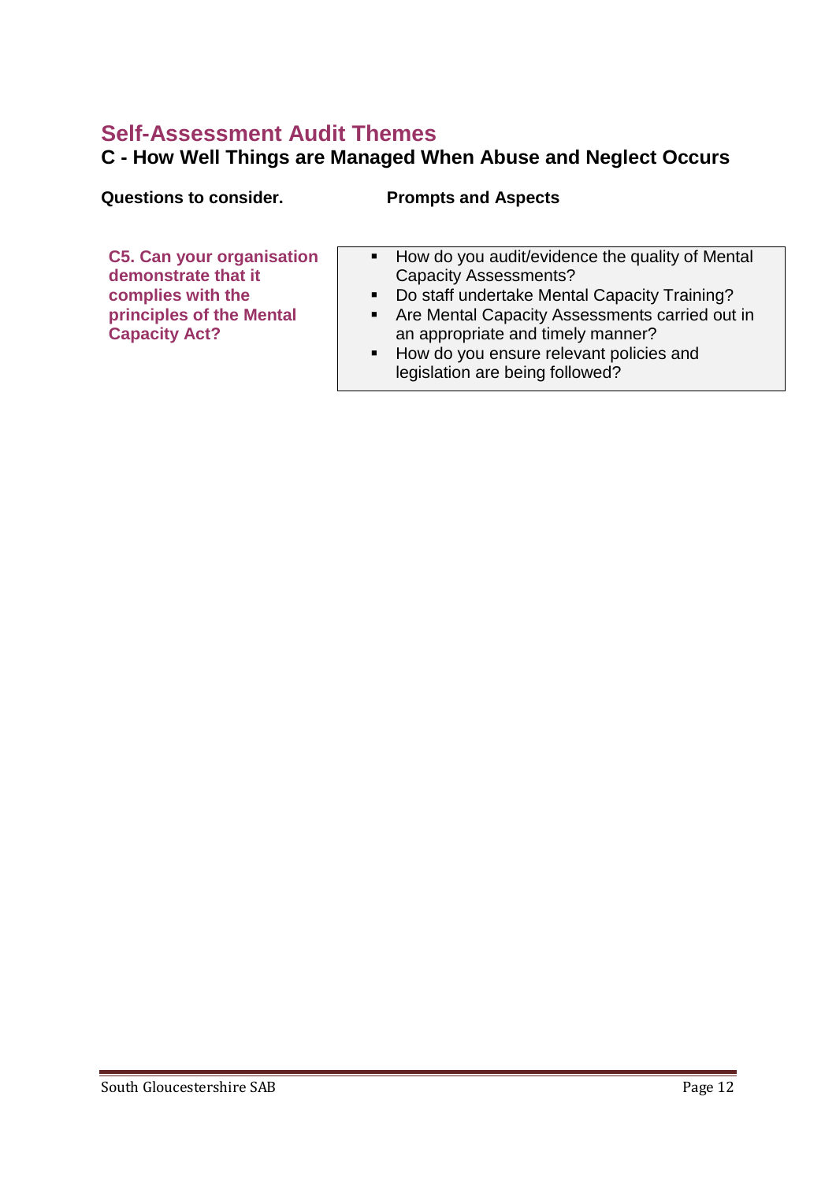## Self-Assessment Audit Themes

### C - How Well Things are Managed When Abuse and Neglect Occurs

| Questions to consider. | Prompts and Aspects |
|---|---|
| **C5. Can your organisation demonstrate that it complies with the principles of the Mental Capacity Act?** | ▪ How do you audit/evidence the quality of Mental Capacity Assessments?<br>▪ Do staff undertake Mental Capacity Training?<br>▪ Are Mental Capacity Assessments carried out in an appropriate and timely manner?<br>▪ How do you ensure relevant policies and legislation are being followed? |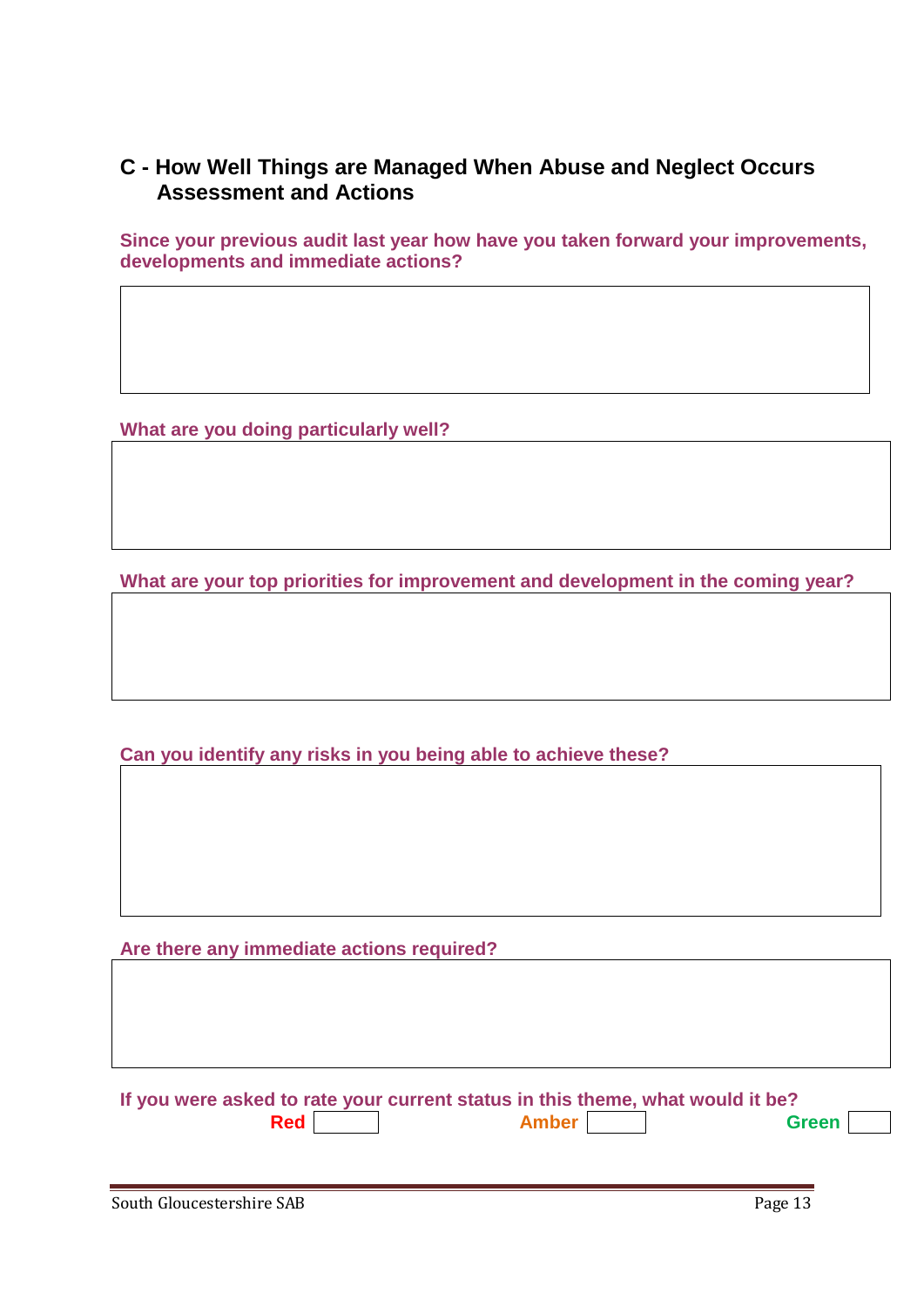## C - How Well Things are Managed When Abuse and Neglect Occurs Assessment and Actions

**Since your previous audit last year how have you taken forward your improvements, developments and immediate actions?**

| |
|---|
| |

**What are you doing particularly well?**

| |
|---|
| |

**What are your top priorities for improvement and development in the coming year?**

| |
|---|
| |

**Can you identify any risks in you being able to achieve these?**

| |
|---|
| |

**Are there any immediate actions required?**

| |
|---|
| |

**If you were asked to rate your current status in this theme, what would it be?**

| Red | | Amber | | Green | |
|---|---|---|---|---|---|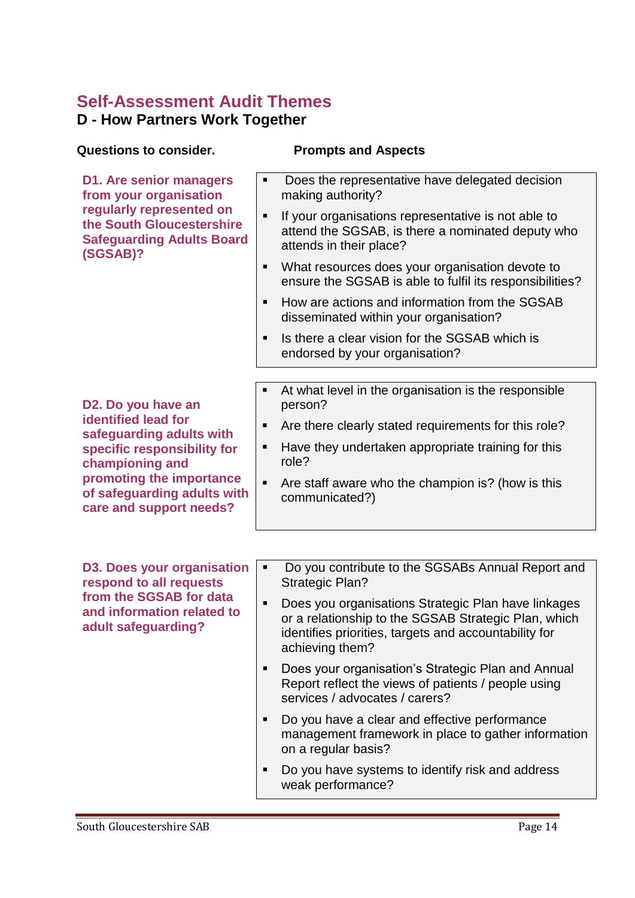# Self-Assessment Audit Themes

## D - How Partners Work Together

| Questions to consider. | Prompts and Aspects |
|---|---|
| **D1. Are senior managers from your organisation regularly represented on the South Gloucestershire Safeguarding Adults Board (SGSAB)?** | ▪ Does the representative have delegated decision making authority?<br>▪ If your organisations representative is not able to attend the SGSAB, is there a nominated deputy who attends in their place?<br>▪ What resources does your organisation devote to ensure the SGSAB is able to fulfil its responsibilities?<br>▪ How are actions and information from the SGSAB disseminated within your organisation?<br>▪ Is there a clear vision for the SGSAB which is endorsed by your organisation? |
| **D2. Do you have an identified lead for safeguarding adults with specific responsibility for championing and promoting the importance of safeguarding adults with care and support needs?** | ▪ At what level in the organisation is the responsible person?<br>▪ Are there clearly stated requirements for this role?<br>▪ Have they undertaken appropriate training for this role?<br>▪ Are staff aware who the champion is? (how is this communicated?) |
| **D3. Does your organisation respond to all requests from the SGSAB for data and information related to adult safeguarding?** | ▪ Do you contribute to the SGSABs Annual Report and Strategic Plan?<br>▪ Does you organisations Strategic Plan have linkages or a relationship to the SGSAB Strategic Plan, which identifies priorities, targets and accountability for achieving them?<br>▪ Does your organisation's Strategic Plan and Annual Report reflect the views of patients / people using services / advocates / carers?<br>▪ Do you have a clear and effective performance management framework in place to gather information on a regular basis?<br>▪ Do you have systems to identify risk and address weak performance? |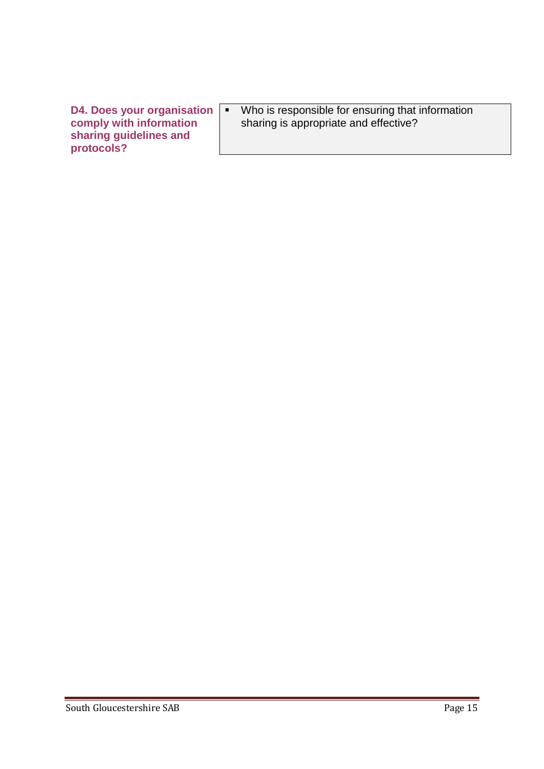| **D4. Does your organisation comply with information sharing guidelines and protocols?** | ▪ Who is responsible for ensuring that information sharing is appropriate and effective? |
|---|---|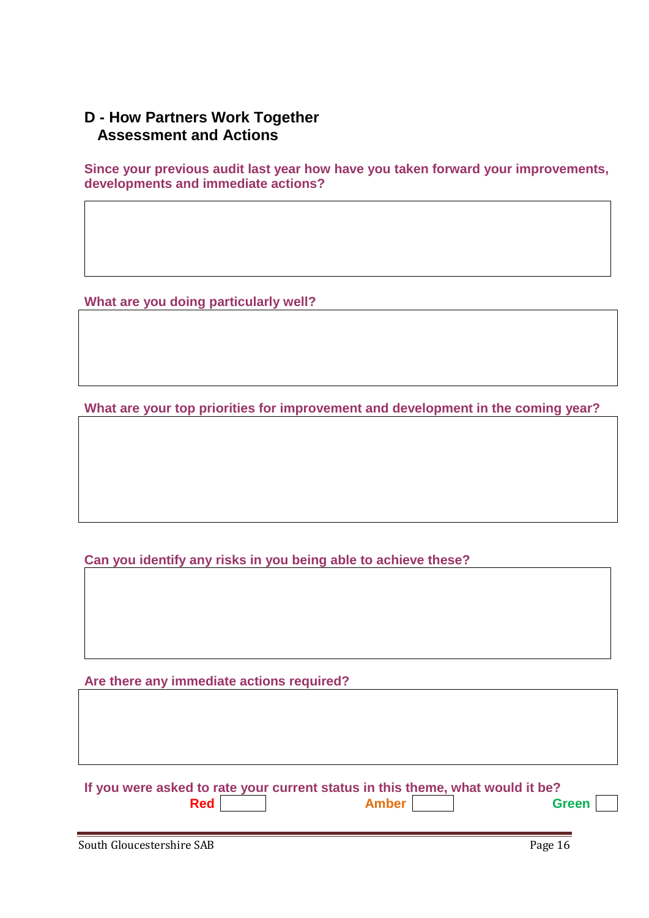## D - How Partners Work Together
## Assessment and Actions

**Since your previous audit last year how have you taken forward your improvements, developments and immediate actions?**

**What are you doing particularly well?**

**What are your top priorities for improvement and development in the coming year?**

**Can you identify any risks in you being able to achieve these?**

**Are there any immediate actions required?**

**If you were asked to rate your current status in this theme, what would it be?**

**Red** ☐ **Amber** ☐ **Green** ☐